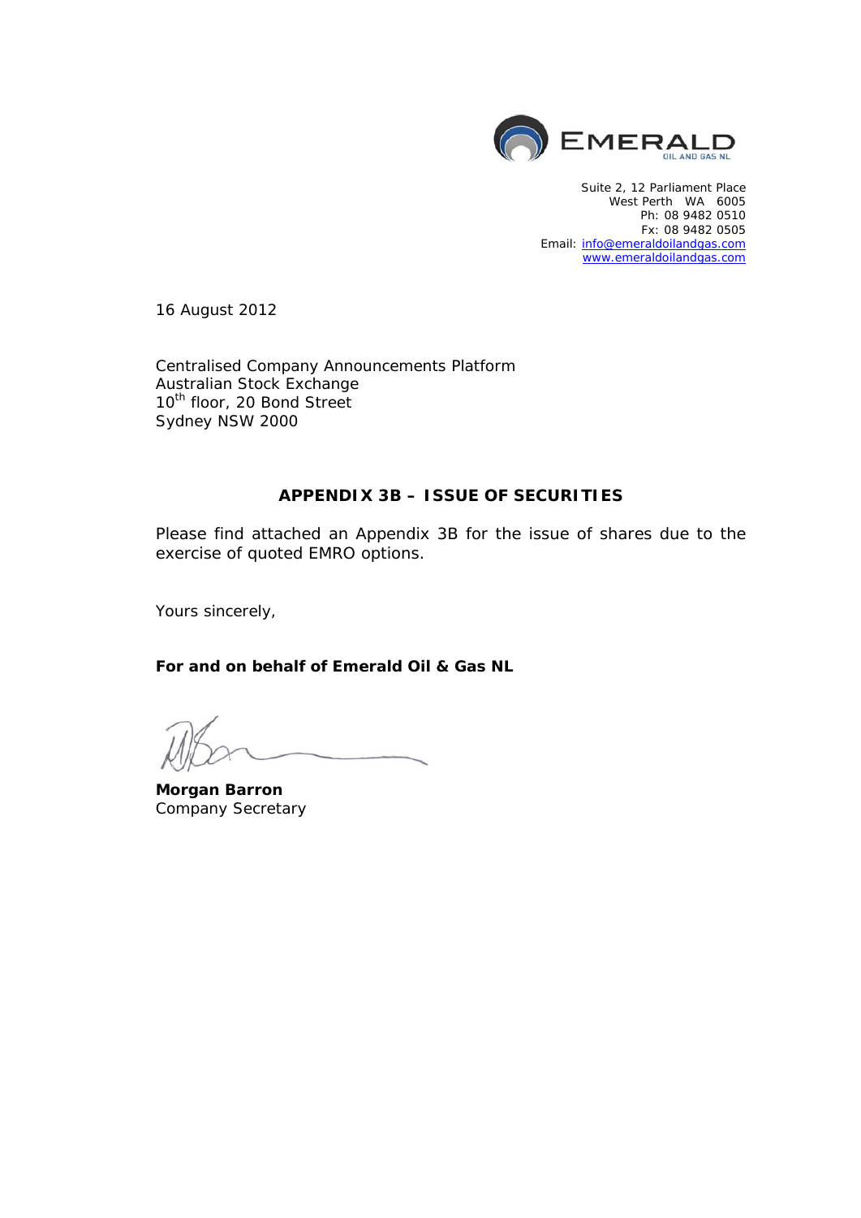EMERALD
OIL AND GAS NL

Suite 2, 12 Parliament Place
West Perth WA 6005
Ph: 08 9482 0510
Fx: 08 9482 0505
Email: info@emeraldoilandgas.com
www.emeraldoilandgas.com

16 August 2012

Centralised Company Announcements Platform
Australian Stock Exchange
10th floor, 20 Bond Street
Sydney NSW 2000

**APPENDIX 3B – ISSUE OF SECURITIES**

Please find attached an Appendix 3B for the issue of shares due to the exercise of quoted EMRO options.

Yours sincerely,

**For and on behalf of Emerald Oil & Gas NL**

**Morgan Barron**
Company Secretary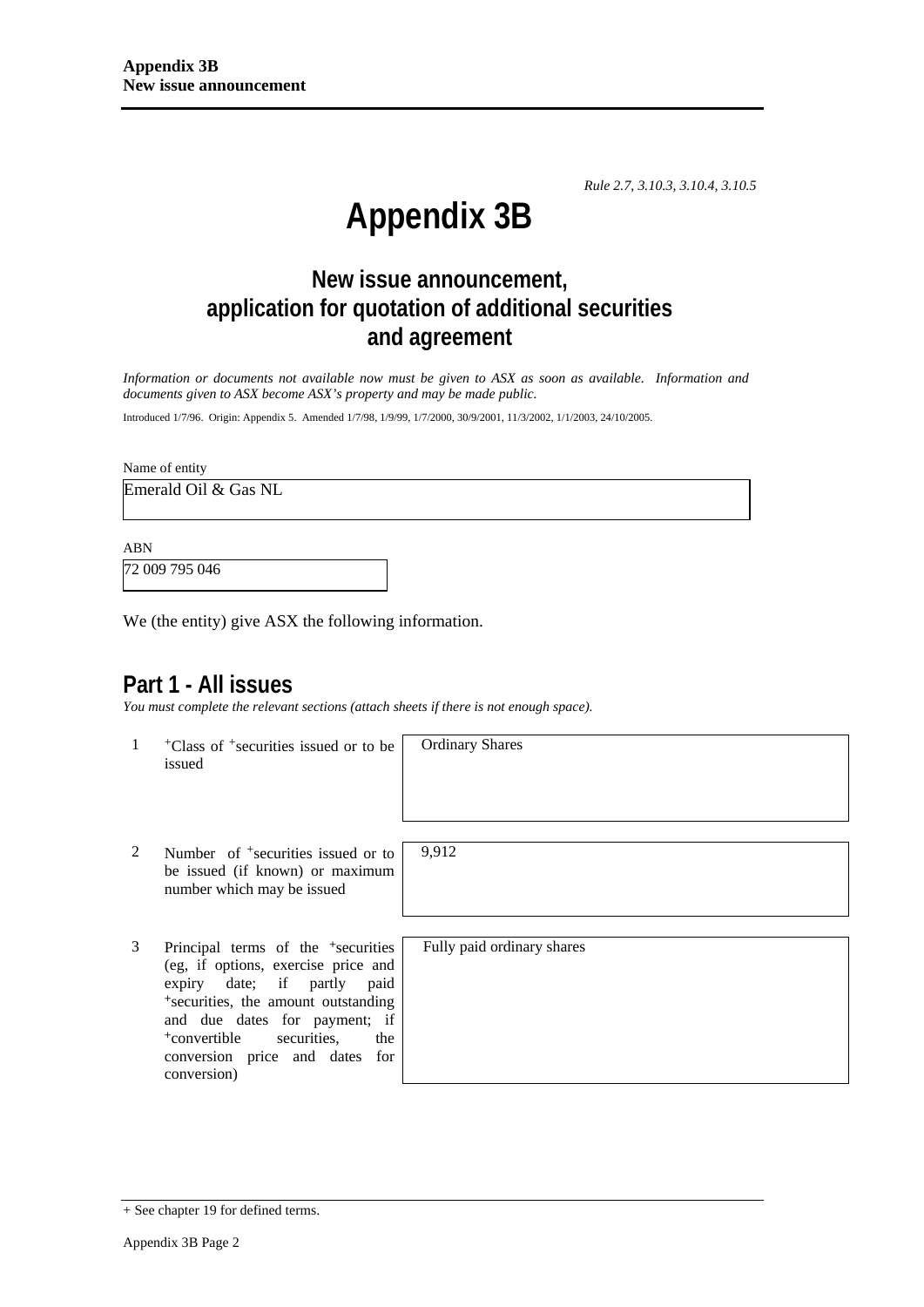*Rule 2.7, 3.10.3, 3.10.4, 3.10.5*

# Appendix 3B

## New issue announcement, application for quotation of additional securities and agreement

*Information or documents not available now must be given to ASX as soon as available. Information and documents given to ASX become ASX's property and may be made public.*

Introduced 1/7/96. Origin: Appendix 5. Amended 1/7/98, 1/9/99, 1/7/2000, 30/9/2001, 11/3/2002, 1/1/2003, 24/10/2005.

Name of entity

Emerald Oil & Gas NL

ABN

72 009 795 046

We (the entity) give ASX the following information.

## Part 1 - All issues

*You must complete the relevant sections (attach sheets if there is not enough space).*

| | | |
|---|---|---|
| 1 | +Class of +securities issued or to be issued | Ordinary Shares |
| 2 | Number of +securities issued or to be issued (if known) or maximum number which may be issued | 9,912 |
| 3 | Principal terms of the +securities (eg, if options, exercise price and expiry date; if partly paid +securities, the amount outstanding and due dates for payment; if +convertible securities, the conversion price and dates for conversion) | Fully paid ordinary shares |

+ See chapter 19 for defined terms.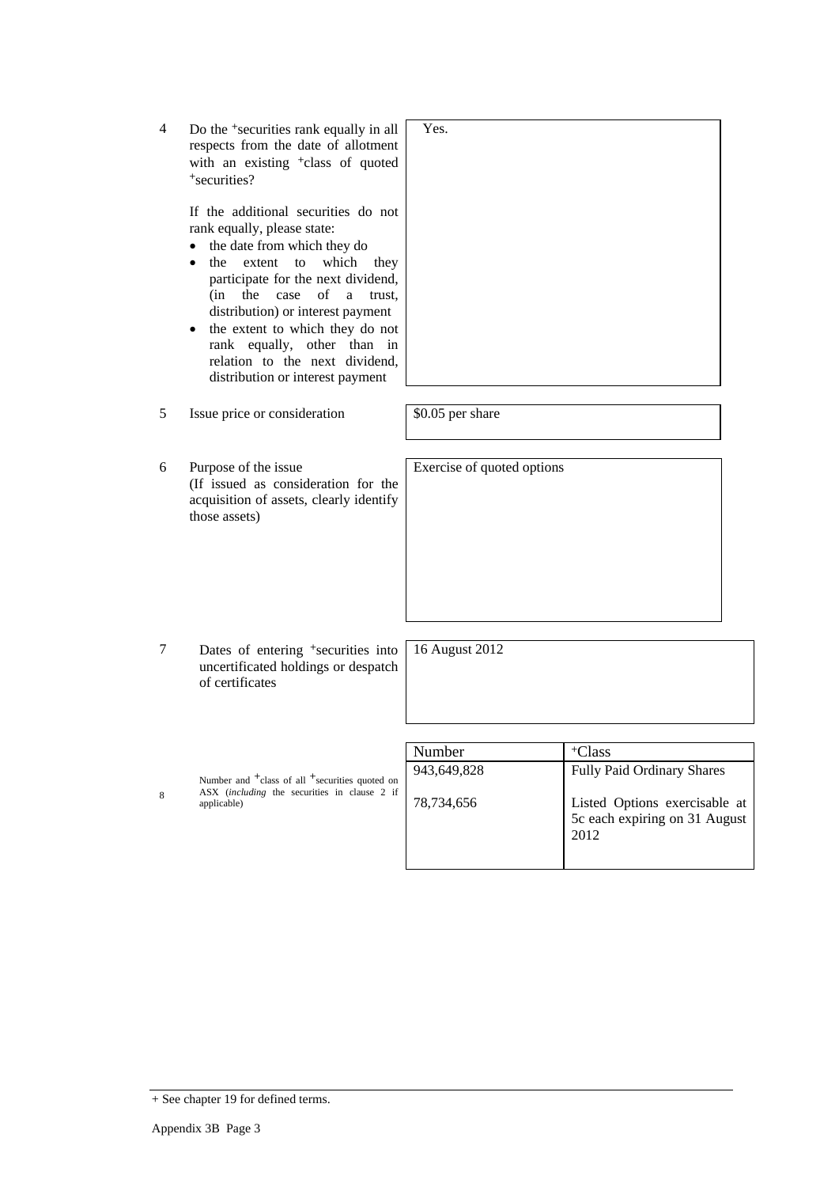| | | |
|---|---|---|
| 4 | Do the +securities rank equally in all respects from the date of allotment with an existing +class of quoted +securities?<br><br>If the additional securities do not rank equally, please state:<br>• the date from which they do<br>• the extent to which they participate for the next dividend, (in the case of a trust, distribution) or interest payment<br>• the extent to which they do not rank equally, other than in relation to the next dividend, distribution or interest payment | Yes. |
| 5 | Issue price or consideration | $0.05 per share |
| 6 | Purpose of the issue<br>(If issued as consideration for the acquisition of assets, clearly identify those assets) | Exercise of quoted options |
| 7 | Dates of entering +securities into uncertificated holdings or despatch of certificates | 16 August 2012 |

| | | Number | +Class |
|---|---|---|---|
| 8 | Number and +class of all +securities quoted on ASX (*including* the securities in clause 2 if applicable) | 943,649,828 | Fully Paid Ordinary Shares |
| | | 78,734,656 | Listed Options exercisable at 5c each expiring on 31 August 2012 |

+ See chapter 19 for defined terms.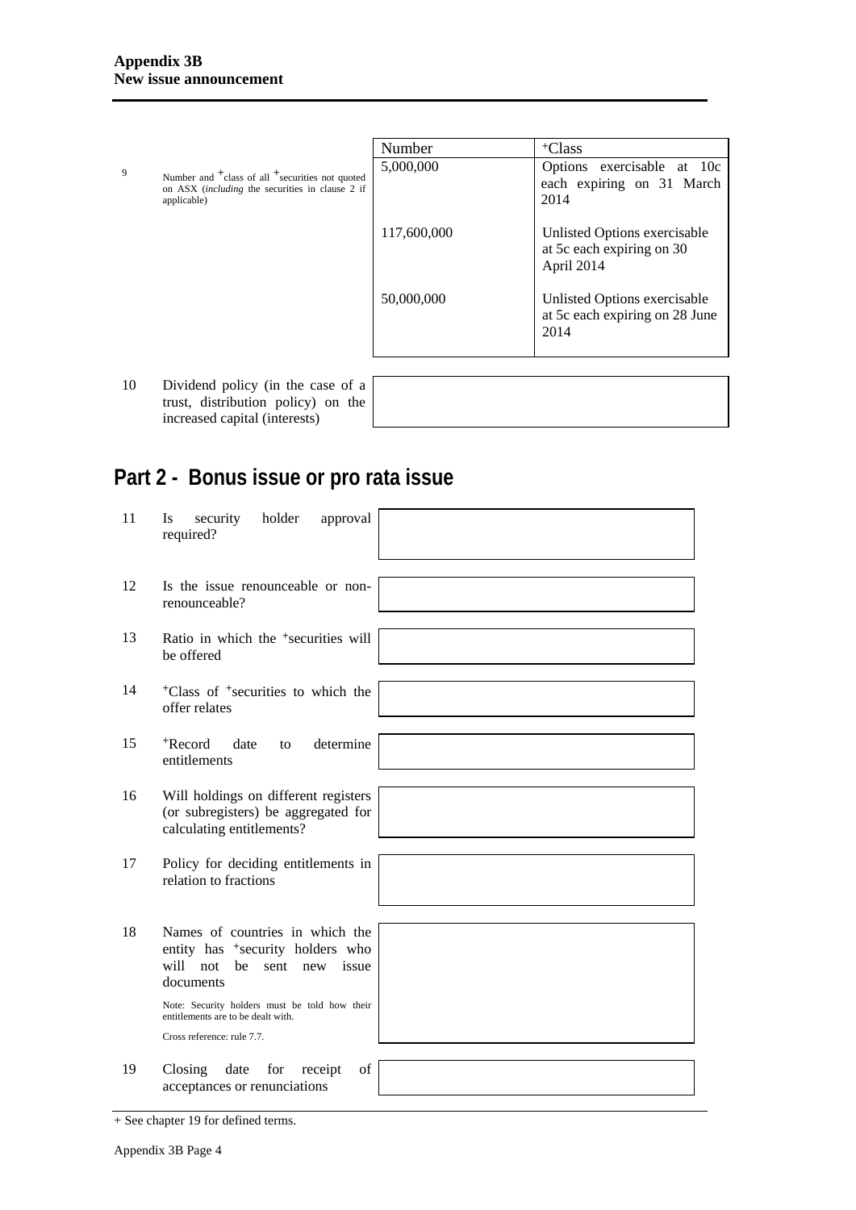| | | Number | +Class |
|---|---|---|---|
| 9 | Number and +class of all +securities not quoted on ASX (*including* the securities in clause 2 if applicable) | 5,000,000 | Options exercisable at 10c each expiring on 31 March 2014 |
| | | 117,600,000 | Unlisted Options exercisable at 5c each expiring on 30 April 2014 |
| | | 50,000,000 | Unlisted Options exercisable at 5c each expiring on 28 June 2014 |

| | | |
|---|---|---|
| 10 | Dividend policy (in the case of a trust, distribution policy) on the increased capital (interests) | |

## Part 2 - Bonus issue or pro rata issue

| | | |
|---|---|---|
| 11 | Is security holder approval required? | |
| 12 | Is the issue renounceable or non-renounceable? | |
| 13 | Ratio in which the +securities will be offered | |
| 14 | +Class of +securities to which the offer relates | |
| 15 | +Record date to determine entitlements | |
| 16 | Will holdings on different registers (or subregisters) be aggregated for calculating entitlements? | |
| 17 | Policy for deciding entitlements in relation to fractions | |
| 18 | Names of countries in which the entity has +security holders who will not be sent new issue documents<br><br>Note: Security holders must be told how their entitlements are to be dealt with.<br><br>Cross reference: rule 7.7. | |
| 19 | Closing date for receipt of acceptances or renunciations | |

+ See chapter 19 for defined terms.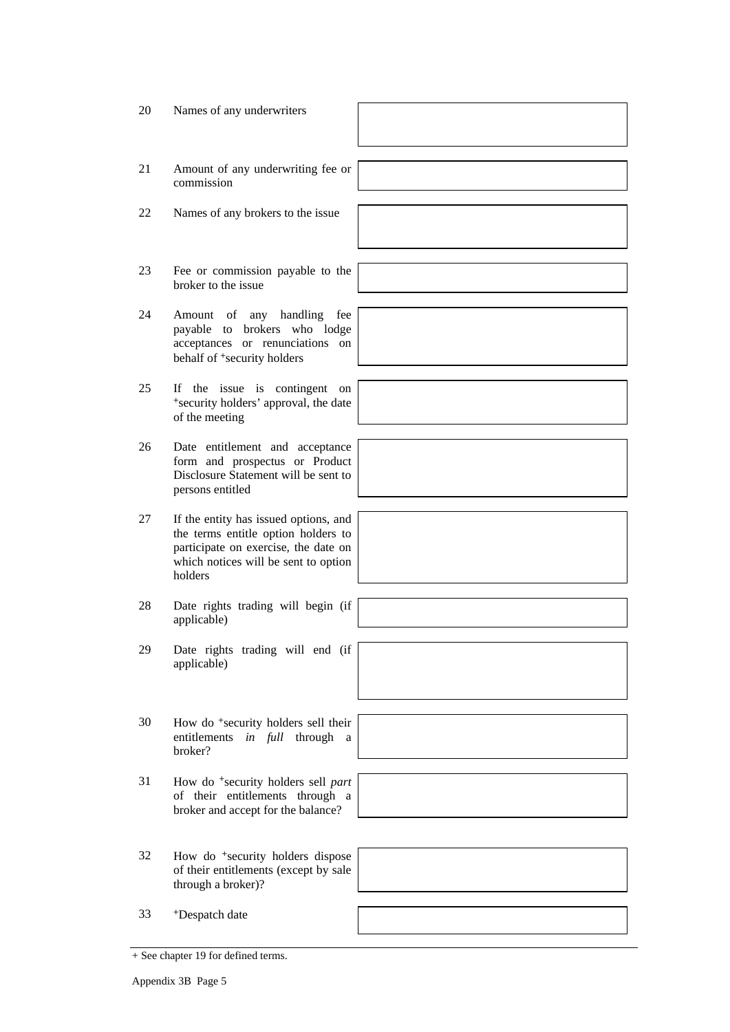| | | |
|---|---|---|
| 20 | Names of any underwriters | |
| 21 | Amount of any underwriting fee or commission | |
| 22 | Names of any brokers to the issue | |
| 23 | Fee or commission payable to the broker to the issue | |
| 24 | Amount of any handling fee payable to brokers who lodge acceptances or renunciations on behalf of +security holders | |
| 25 | If the issue is contingent on +security holders' approval, the date of the meeting | |
| 26 | Date entitlement and acceptance form and prospectus or Product Disclosure Statement will be sent to persons entitled | |
| 27 | If the entity has issued options, and the terms entitle option holders to participate on exercise, the date on which notices will be sent to option holders | |
| 28 | Date rights trading will begin (if applicable) | |
| 29 | Date rights trading will end (if applicable) | |
| 30 | How do +security holders sell their entitlements *in full* through a broker? | |
| 31 | How do +security holders sell *part* of their entitlements through a broker and accept for the balance? | |
| 32 | How do +security holders dispose of their entitlements (except by sale through a broker)? | |
| 33 | +Despatch date | |

+ See chapter 19 for defined terms.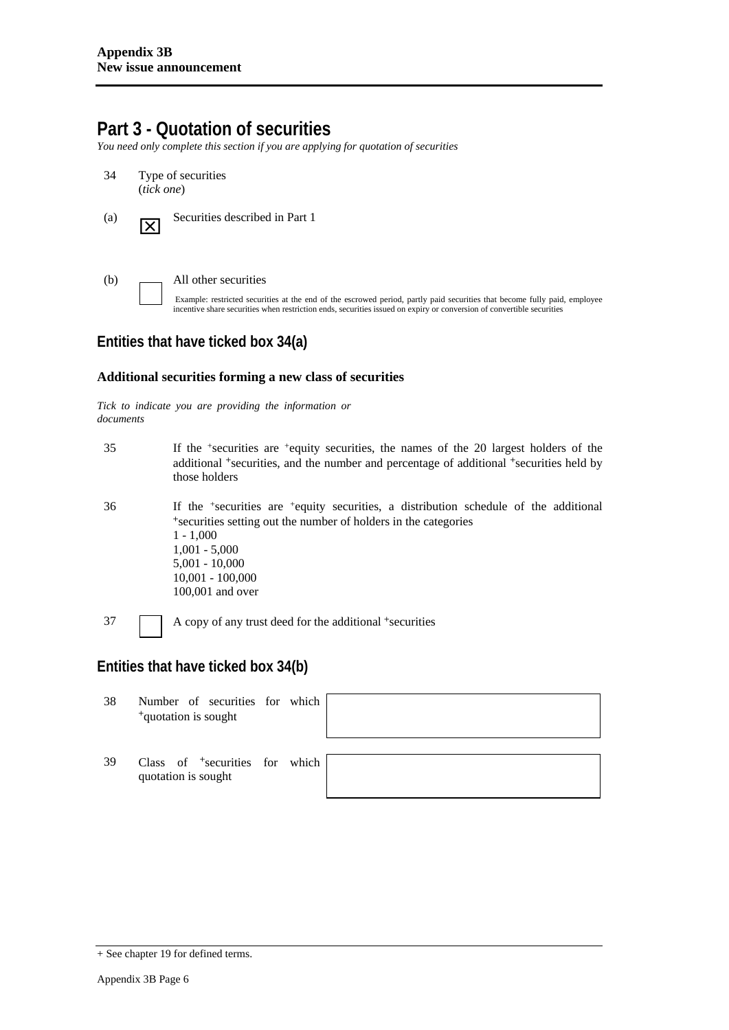# Part 3 - Quotation of securities

*You need only complete this section if you are applying for quotation of securities*

34 Type of securities (*tick one*)

(a) ☒ Securities described in Part 1

(b) ☐ All other securities

Example: restricted securities at the end of the escrowed period, partly paid securities that become fully paid, employee incentive share securities when restriction ends, securities issued on expiry or conversion of convertible securities

## Entities that have ticked box 34(a)

### Additional securities forming a new class of securities

*Tick to indicate you are providing the information or documents*

35 If the +securities are +equity securities, the names of the 20 largest holders of the additional +securities, and the number and percentage of additional +securities held by those holders

36 If the +securities are +equity securities, a distribution schedule of the additional +securities setting out the number of holders in the categories
1 - 1,000
1,001 - 5,000
5,001 - 10,000
10,001 - 100,000
100,001 and over

37 ☐ A copy of any trust deed for the additional +securities

## Entities that have ticked box 34(b)

| | |
|---|---|
| 38 Number of securities for which +quotation is sought | |
| 39 Class of +securities for which quotation is sought | |

+ See chapter 19 for defined terms.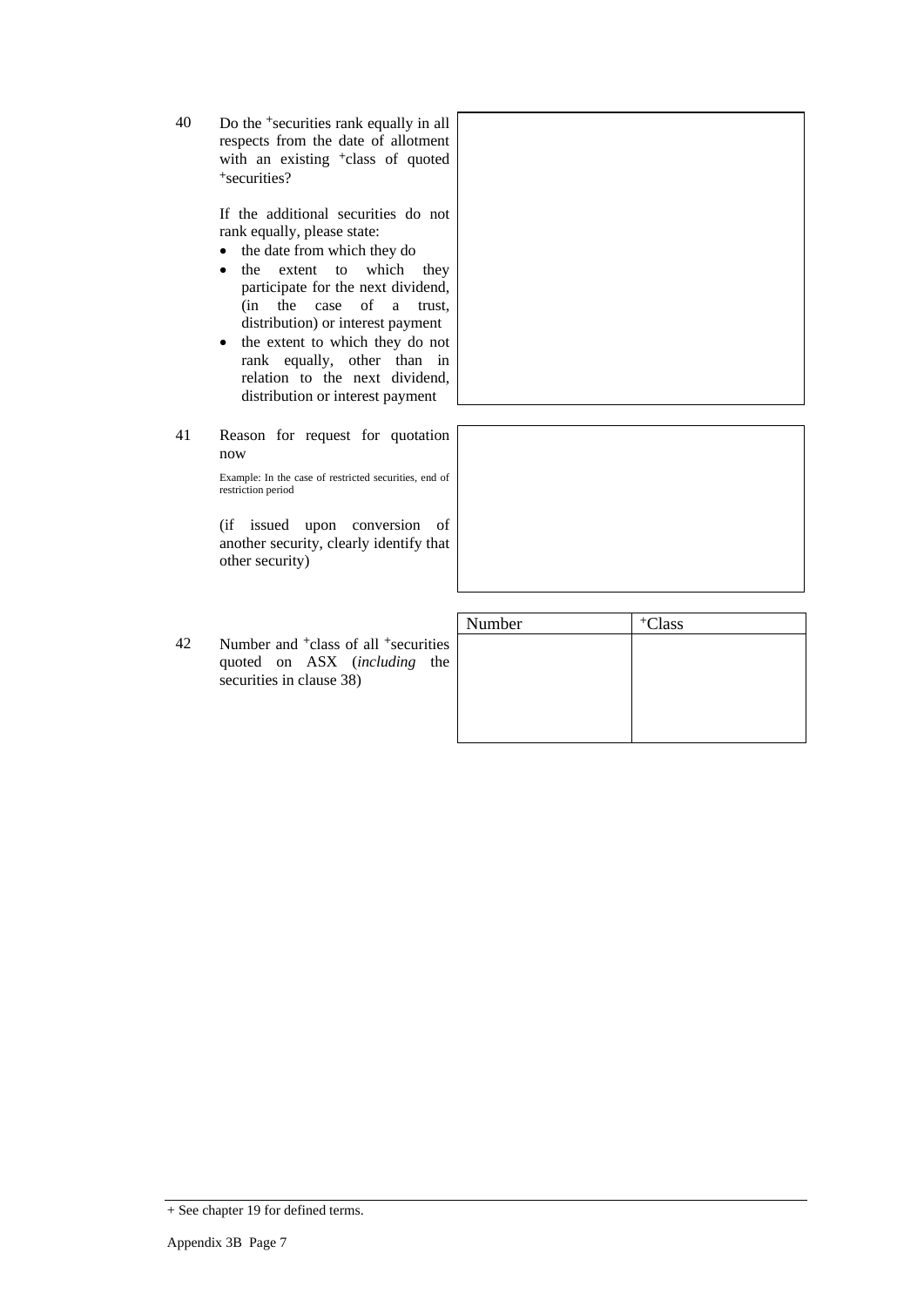| | | |
|---|---|---|
| 40 | Do the +securities rank equally in all respects from the date of allotment with an existing +class of quoted +securities?<br><br>If the additional securities do not rank equally, please state:<br>• the date from which they do<br>• the extent to which they participate for the next dividend, (in the case of a trust, distribution) or interest payment<br>• the extent to which they do not rank equally, other than in relation to the next dividend, distribution or interest payment | |
| 41 | Reason for request for quotation now<br><br>Example: In the case of restricted securities, end of restriction period<br><br>(if issued upon conversion of another security, clearly identify that other security) | |

42 Number and +class of all +securities quoted on ASX (*including* the securities in clause 38)

| Number | +Class |
|---|---|
| | |

+ See chapter 19 for defined terms.

Appendix 3B Page 7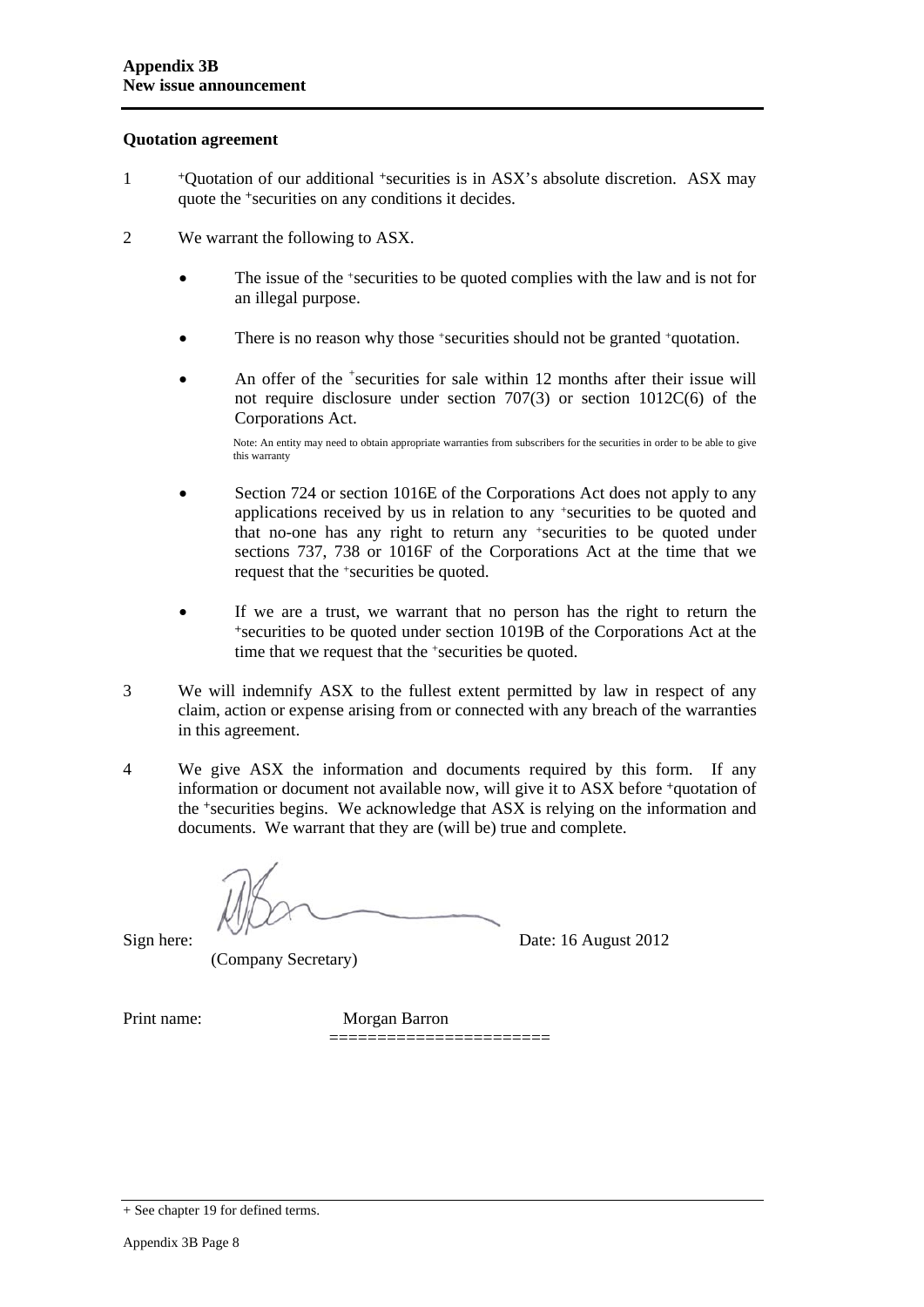## Quotation agreement

1 +Quotation of our additional +securities is in ASX's absolute discretion. ASX may quote the +securities on any conditions it decides.

2 We warrant the following to ASX.

- The issue of the +securities to be quoted complies with the law and is not for an illegal purpose.

- There is no reason why those +securities should not be granted +quotation.

- An offer of the +securities for sale within 12 months after their issue will not require disclosure under section 707(3) or section 1012C(6) of the Corporations Act.

  Note: An entity may need to obtain appropriate warranties from subscribers for the securities in order to be able to give this warranty

- Section 724 or section 1016E of the Corporations Act does not apply to any applications received by us in relation to any +securities to be quoted and that no-one has any right to return any +securities to be quoted under sections 737, 738 or 1016F of the Corporations Act at the time that we request that the +securities be quoted.

- If we are a trust, we warrant that no person has the right to return the +securities to be quoted under section 1019B of the Corporations Act at the time that we request that the +securities be quoted.

3 We will indemnify ASX to the fullest extent permitted by law in respect of any claim, action or expense arising from or connected with any breach of the warranties in this agreement.

4 We give ASX the information and documents required by this form. If any information or document not available now, will give it to ASX before +quotation of the +securities begins. We acknowledge that ASX is relying on the information and documents. We warrant that they are (will be) true and complete.

Sign here: (Company Secretary) Date: 16 August 2012

Print name: Morgan Barron

======================

+ See chapter 19 for defined terms.